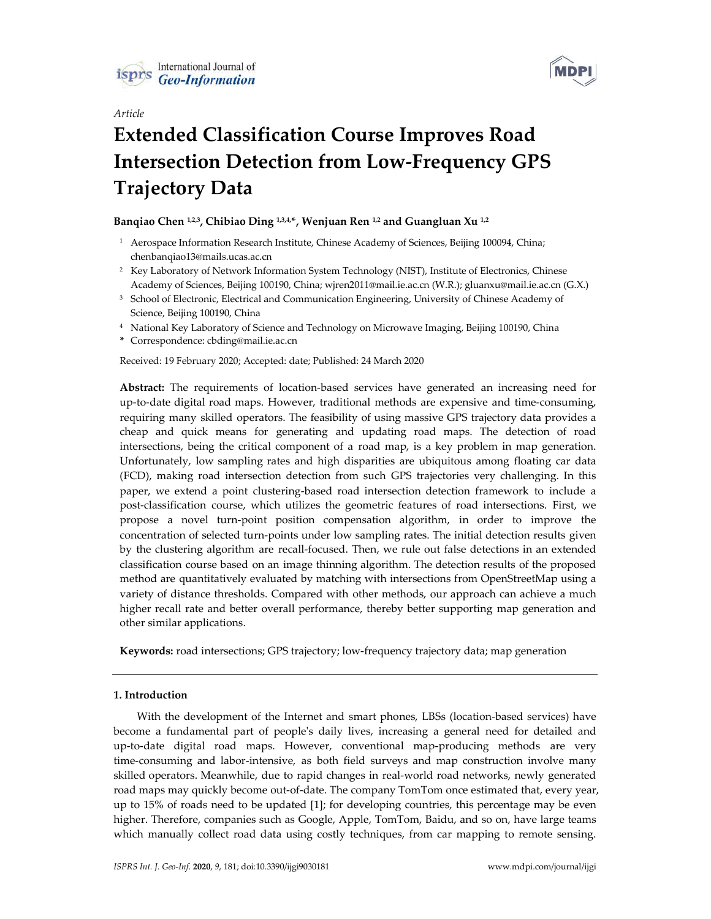Article

# Extended Classification Course Improves Road Intersection Detection from Low-Frequency GPS Trajectory Data

**Banqiao Chen [1,2,3], Chibiao Ding [1,3,4,*], Wenjuan Ren [1,2] and Guangluan Xu [1,2]**

1. Aerospace Information Research Institute, Chinese Academy of Sciences, Beijing 100094, China; chenbanqiao13@mails.ucas.ac.cn
2. Key Laboratory of Network Information System Technology (NIST), Institute of Electronics, Chinese Academy of Sciences, Beijing 100190, China; wjren2011@mail.ie.ac.cn (W.R.); gluanxu@mail.ie.ac.cn (G.X.)
3. School of Electronic, Electrical and Communication Engineering, University of Chinese Academy of Science, Beijing 100190, China
4. National Key Laboratory of Science and Technology on Microwave Imaging, Beijing 100190, China

\* Correspondence: cbding@mail.ie.ac.cn

Received: 19 February 2020; Accepted: date; Published: 24 March 2020

**Abstract:** The requirements of location-based services have generated an increasing need for up-to-date digital road maps. However, traditional methods are expensive and time-consuming, requiring many skilled operators. The feasibility of using massive GPS trajectory data provides a cheap and quick means for generating and updating road maps. The detection of road intersections, being the critical component of a road map, is a key problem in map generation. Unfortunately, low sampling rates and high disparities are ubiquitous among floating car data (FCD), making road intersection detection from such GPS trajectories very challenging. In this paper, we extend a point clustering-based road intersection detection framework to include a post-classification course, which utilizes the geometric features of road intersections. First, we propose a novel turn-point position compensation algorithm, in order to improve the concentration of selected turn-points under low sampling rates. The initial detection results given by the clustering algorithm are recall-focused. Then, we rule out false detections in an extended classification course based on an image thinning algorithm. The detection results of the proposed method are quantitatively evaluated by matching with intersections from OpenStreetMap using a variety of distance thresholds. Compared with other methods, our approach can achieve a much higher recall rate and better overall performance, thereby better supporting map generation and other similar applications.

**Keywords:** road intersections; GPS trajectory; low-frequency trajectory data; map generation

## 1. Introduction

With the development of the Internet and smart phones, LBSs (location-based services) have become a fundamental part of people's daily lives, increasing a general need for detailed and up-to-date digital road maps. However, conventional map-producing methods are very time-consuming and labor-intensive, as both field surveys and map construction involve many skilled operators. Meanwhile, due to rapid changes in real-world road networks, newly generated road maps may quickly become out-of-date. The company TomTom once estimated that, every year, up to 15% of roads need to be updated [1]; for developing countries, this percentage may be even higher. Therefore, companies such as Google, Apple, TomTom, Baidu, and so on, have large teams which manually collect road data using costly techniques, from car mapping to remote sensing.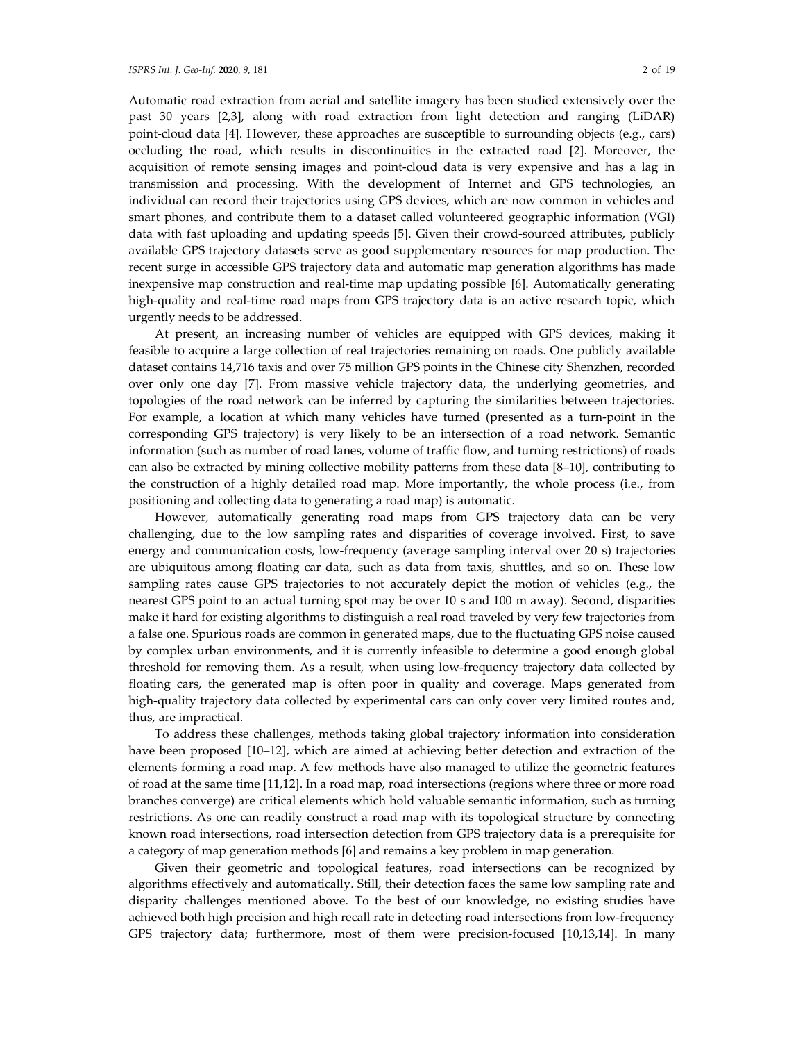Automatic road extraction from aerial and satellite imagery has been studied extensively over the past 30 years [2,3], along with road extraction from light detection and ranging (LiDAR) point-cloud data [4]. However, these approaches are susceptible to surrounding objects (e.g., cars) occluding the road, which results in discontinuities in the extracted road [2]. Moreover, the acquisition of remote sensing images and point-cloud data is very expensive and has a lag in transmission and processing. With the development of Internet and GPS technologies, an individual can record their trajectories using GPS devices, which are now common in vehicles and smart phones, and contribute them to a dataset called volunteered geographic information (VGI) data with fast uploading and updating speeds [5]. Given their crowd-sourced attributes, publicly available GPS trajectory datasets serve as good supplementary resources for map production. The recent surge in accessible GPS trajectory data and automatic map generation algorithms has made inexpensive map construction and real-time map updating possible [6]. Automatically generating high-quality and real-time road maps from GPS trajectory data is an active research topic, which urgently needs to be addressed.

At present, an increasing number of vehicles are equipped with GPS devices, making it feasible to acquire a large collection of real trajectories remaining on roads. One publicly available dataset contains 14,716 taxis and over 75 million GPS points in the Chinese city Shenzhen, recorded over only one day [7]. From massive vehicle trajectory data, the underlying geometries, and topologies of the road network can be inferred by capturing the similarities between trajectories. For example, a location at which many vehicles have turned (presented as a turn-point in the corresponding GPS trajectory) is very likely to be an intersection of a road network. Semantic information (such as number of road lanes, volume of traffic flow, and turning restrictions) of roads can also be extracted by mining collective mobility patterns from these data [8–10], contributing to the construction of a highly detailed road map. More importantly, the whole process (i.e., from positioning and collecting data to generating a road map) is automatic.

However, automatically generating road maps from GPS trajectory data can be very challenging, due to the low sampling rates and disparities of coverage involved. First, to save energy and communication costs, low-frequency (average sampling interval over 20 s) trajectories are ubiquitous among floating car data, such as data from taxis, shuttles, and so on. These low sampling rates cause GPS trajectories to not accurately depict the motion of vehicles (e.g., the nearest GPS point to an actual turning spot may be over 10 s and 100 m away). Second, disparities make it hard for existing algorithms to distinguish a real road traveled by very few trajectories from a false one. Spurious roads are common in generated maps, due to the fluctuating GPS noise caused by complex urban environments, and it is currently infeasible to determine a good enough global threshold for removing them. As a result, when using low-frequency trajectory data collected by floating cars, the generated map is often poor in quality and coverage. Maps generated from high-quality trajectory data collected by experimental cars can only cover very limited routes and, thus, are impractical.

To address these challenges, methods taking global trajectory information into consideration have been proposed [10–12], which are aimed at achieving better detection and extraction of the elements forming a road map. A few methods have also managed to utilize the geometric features of road at the same time [11,12]. In a road map, road intersections (regions where three or more road branches converge) are critical elements which hold valuable semantic information, such as turning restrictions. As one can readily construct a road map with its topological structure by connecting known road intersections, road intersection detection from GPS trajectory data is a prerequisite for a category of map generation methods [6] and remains a key problem in map generation.

Given their geometric and topological features, road intersections can be recognized by algorithms effectively and automatically. Still, their detection faces the same low sampling rate and disparity challenges mentioned above. To the best of our knowledge, no existing studies have achieved both high precision and high recall rate in detecting road intersections from low-frequency GPS trajectory data; furthermore, most of them were precision-focused [10,13,14]. In many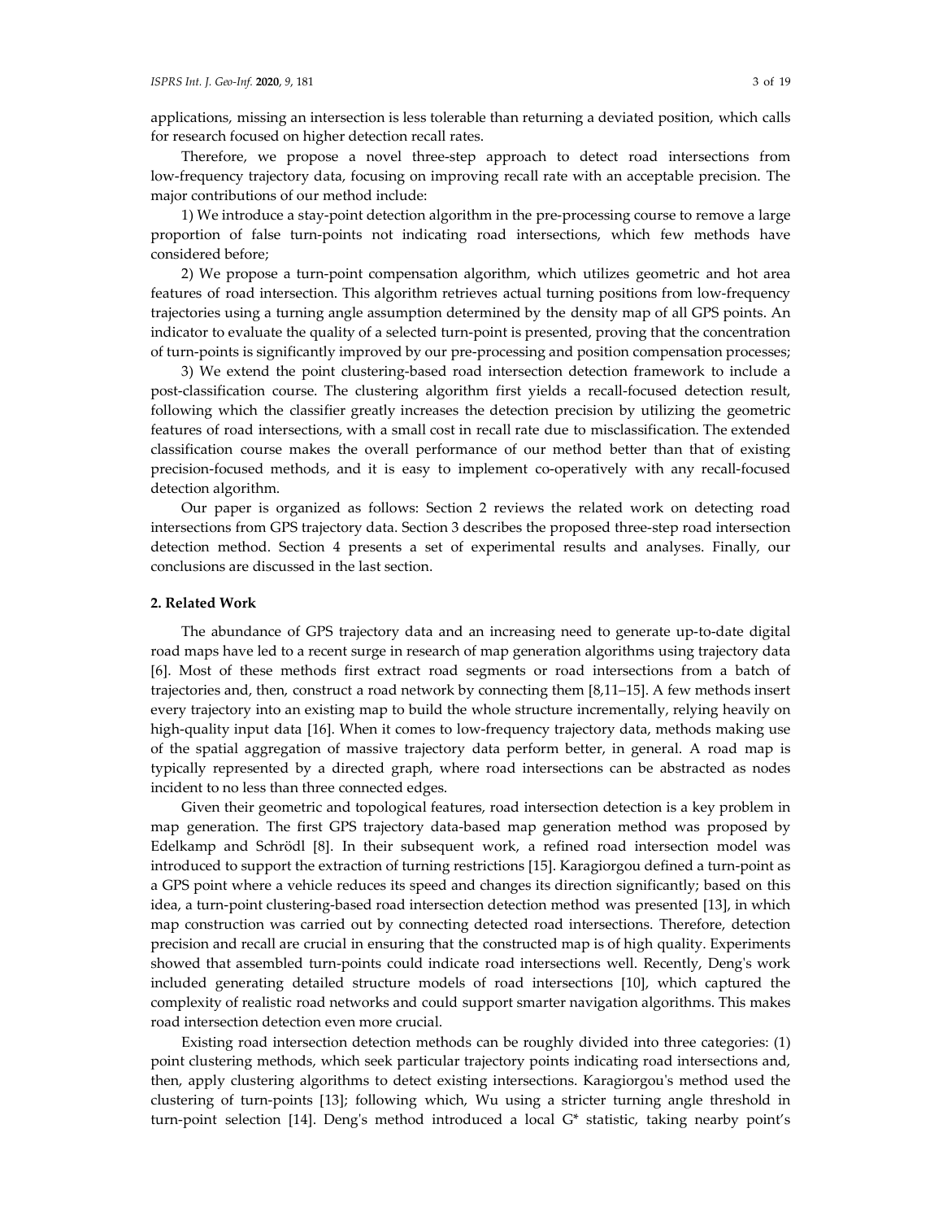applications, missing an intersection is less tolerable than returning a deviated position, which calls for research focused on higher detection recall rates.

Therefore, we propose a novel three-step approach to detect road intersections from low-frequency trajectory data, focusing on improving recall rate with an acceptable precision. The major contributions of our method include:

1) We introduce a stay-point detection algorithm in the pre-processing course to remove a large proportion of false turn-points not indicating road intersections, which few methods have considered before;

2) We propose a turn-point compensation algorithm, which utilizes geometric and hot area features of road intersection. This algorithm retrieves actual turning positions from low-frequency trajectories using a turning angle assumption determined by the density map of all GPS points. An indicator to evaluate the quality of a selected turn-point is presented, proving that the concentration of turn-points is significantly improved by our pre-processing and position compensation processes;

3) We extend the point clustering-based road intersection detection framework to include a post-classification course. The clustering algorithm first yields a recall-focused detection result, following which the classifier greatly increases the detection precision by utilizing the geometric features of road intersections, with a small cost in recall rate due to misclassification. The extended classification course makes the overall performance of our method better than that of existing precision-focused methods, and it is easy to implement co-operatively with any recall-focused detection algorithm.

Our paper is organized as follows: Section 2 reviews the related work on detecting road intersections from GPS trajectory data. Section 3 describes the proposed three-step road intersection detection method. Section 4 presents a set of experimental results and analyses. Finally, our conclusions are discussed in the last section.

## 2. Related Work

The abundance of GPS trajectory data and an increasing need to generate up-to-date digital road maps have led to a recent surge in research of map generation algorithms using trajectory data [6]. Most of these methods first extract road segments or road intersections from a batch of trajectories and, then, construct a road network by connecting them [8,11–15]. A few methods insert every trajectory into an existing map to build the whole structure incrementally, relying heavily on high-quality input data [16]. When it comes to low-frequency trajectory data, methods making use of the spatial aggregation of massive trajectory data perform better, in general. A road map is typically represented by a directed graph, where road intersections can be abstracted as nodes incident to no less than three connected edges.

Given their geometric and topological features, road intersection detection is a key problem in map generation. The first GPS trajectory data-based map generation method was proposed by Edelkamp and Schrödl [8]. In their subsequent work, a refined road intersection model was introduced to support the extraction of turning restrictions [15]. Karagiorgou defined a turn-point as a GPS point where a vehicle reduces its speed and changes its direction significantly; based on this idea, a turn-point clustering-based road intersection detection method was presented [13], in which map construction was carried out by connecting detected road intersections. Therefore, detection precision and recall are crucial in ensuring that the constructed map is of high quality. Experiments showed that assembled turn-points could indicate road intersections well. Recently, Deng's work included generating detailed structure models of road intersections [10], which captured the complexity of realistic road networks and could support smarter navigation algorithms. This makes road intersection detection even more crucial.

Existing road intersection detection methods can be roughly divided into three categories: (1) point clustering methods, which seek particular trajectory points indicating road intersections and, then, apply clustering algorithms to detect existing intersections. Karagiorgou's method used the clustering of turn-points [13]; following which, Wu using a stricter turning angle threshold in turn-point selection [14]. Deng's method introduced a local G* statistic, taking nearby point's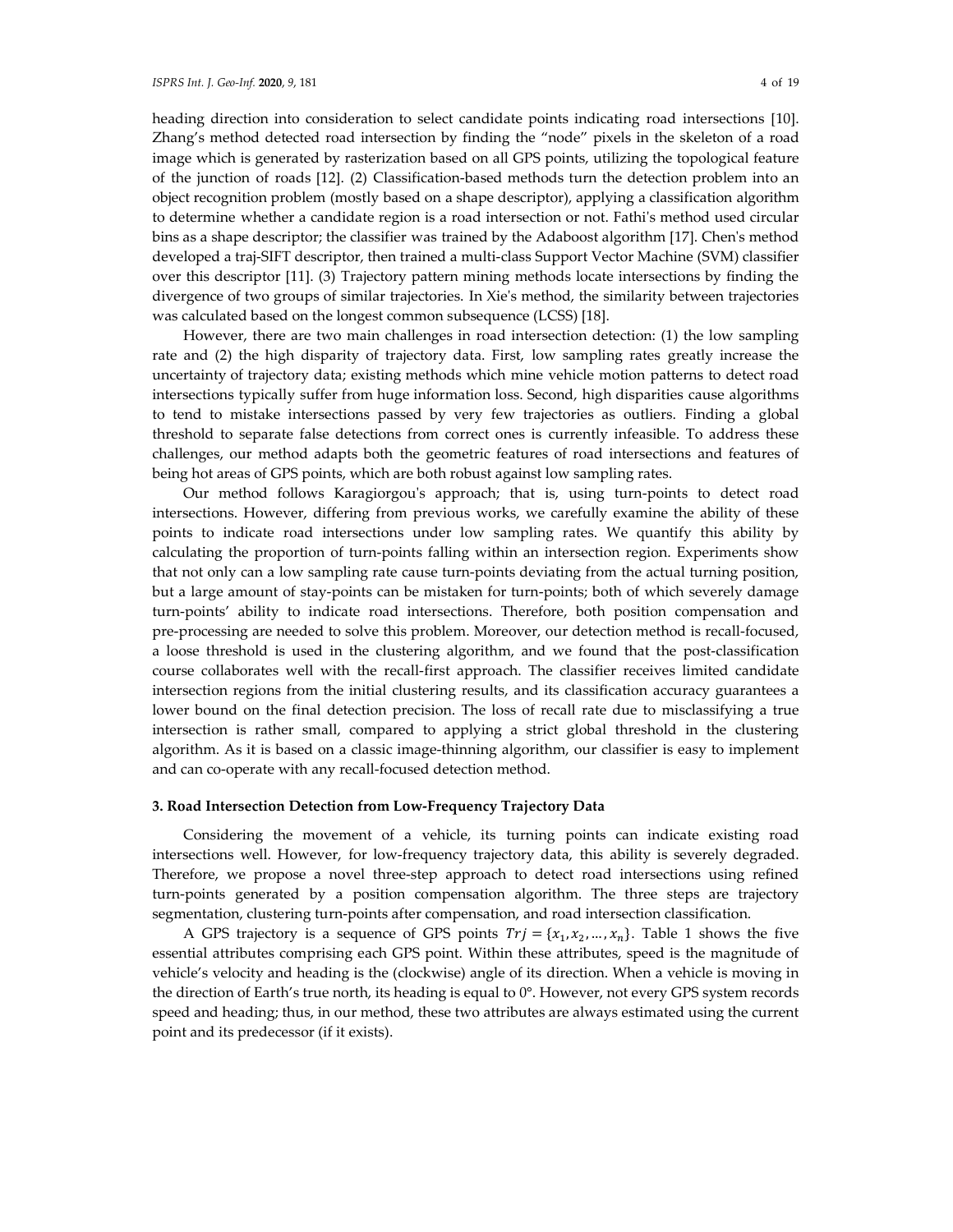heading direction into consideration to select candidate points indicating road intersections [10]. Zhang's method detected road intersection by finding the "node" pixels in the skeleton of a road image which is generated by rasterization based on all GPS points, utilizing the topological feature of the junction of roads [12]. (2) Classification-based methods turn the detection problem into an object recognition problem (mostly based on a shape descriptor), applying a classification algorithm to determine whether a candidate region is a road intersection or not. Fathi's method used circular bins as a shape descriptor; the classifier was trained by the Adaboost algorithm [17]. Chen's method developed a traj-SIFT descriptor, then trained a multi-class Support Vector Machine (SVM) classifier over this descriptor [11]. (3) Trajectory pattern mining methods locate intersections by finding the divergence of two groups of similar trajectories. In Xie's method, the similarity between trajectories was calculated based on the longest common subsequence (LCSS) [18].

However, there are two main challenges in road intersection detection: (1) the low sampling rate and (2) the high disparity of trajectory data. First, low sampling rates greatly increase the uncertainty of trajectory data; existing methods which mine vehicle motion patterns to detect road intersections typically suffer from huge information loss. Second, high disparities cause algorithms to tend to mistake intersections passed by very few trajectories as outliers. Finding a global threshold to separate false detections from correct ones is currently infeasible. To address these challenges, our method adapts both the geometric features of road intersections and features of being hot areas of GPS points, which are both robust against low sampling rates.

Our method follows Karagiorgou's approach; that is, using turn-points to detect road intersections. However, differing from previous works, we carefully examine the ability of these points to indicate road intersections under low sampling rates. We quantify this ability by calculating the proportion of turn-points falling within an intersection region. Experiments show that not only can a low sampling rate cause turn-points deviating from the actual turning position, but a large amount of stay-points can be mistaken for turn-points; both of which severely damage turn-points' ability to indicate road intersections. Therefore, both position compensation and pre-processing are needed to solve this problem. Moreover, our detection method is recall-focused, a loose threshold is used in the clustering algorithm, and we found that the post-classification course collaborates well with the recall-first approach. The classifier receives limited candidate intersection regions from the initial clustering results, and its classification accuracy guarantees a lower bound on the final detection precision. The loss of recall rate due to misclassifying a true intersection is rather small, compared to applying a strict global threshold in the clustering algorithm. As it is based on a classic image-thinning algorithm, our classifier is easy to implement and can co-operate with any recall-focused detection method.

## 3. Road Intersection Detection from Low-Frequency Trajectory Data

Considering the movement of a vehicle, its turning points can indicate existing road intersections well. However, for low-frequency trajectory data, this ability is severely degraded. Therefore, we propose a novel three-step approach to detect road intersections using refined turn-points generated by a position compensation algorithm. The three steps are trajectory segmentation, clustering turn-points after compensation, and road intersection classification.

A GPS trajectory is a sequence of GPS points $Trj = \{x_1, x_2, \ldots, x_n\}$. Table 1 shows the five essential attributes comprising each GPS point. Within these attributes, speed is the magnitude of vehicle's velocity and heading is the (clockwise) angle of its direction. When a vehicle is moving in the direction of Earth's true north, its heading is equal to 0°. However, not every GPS system records speed and heading; thus, in our method, these two attributes are always estimated using the current point and its predecessor (if it exists).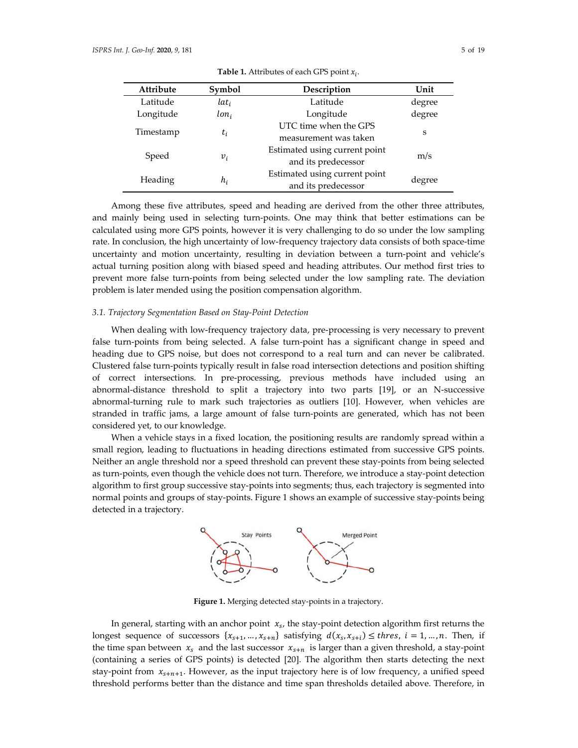**Table 1.** Attributes of each GPS point $x_i$.

| Attribute | Symbol | Description | Unit |
| --- | --- | --- | --- |
| Latitude | $lat_i$ | Latitude | degree |
| Longitude | $lon_i$ | Longitude | degree |
| Timestamp | $t_i$ | UTC time when the GPS measurement was taken | s |
| Speed | $v_i$ | Estimated using current point and its predecessor | m/s |
| Heading | $h_i$ | Estimated using current point and its predecessor | degree |

Among these five attributes, speed and heading are derived from the other three attributes, and mainly being used in selecting turn-points. One may think that better estimations can be calculated using more GPS points, however it is very challenging to do so under the low sampling rate. In conclusion, the high uncertainty of low-frequency trajectory data consists of both space-time uncertainty and motion uncertainty, resulting in deviation between a turn-point and vehicle's actual turning position along with biased speed and heading attributes. Our method first tries to prevent more false turn-points from being selected under the low sampling rate. The deviation problem is later mended using the position compensation algorithm.

### 3.1. Trajectory Segmentation Based on Stay-Point Detection

When dealing with low-frequency trajectory data, pre-processing is very necessary to prevent false turn-points from being selected. A false turn-point has a significant change in speed and heading due to GPS noise, but does not correspond to a real turn and can never be calibrated. Clustered false turn-points typically result in false road intersection detections and position shifting of correct intersections. In pre-processing, previous methods have included using an abnormal-distance threshold to split a trajectory into two parts [19], or an N-successive abnormal-turning rule to mark such trajectories as outliers [10]. However, when vehicles are stranded in traffic jams, a large amount of false turn-points are generated, which has not been considered yet, to our knowledge.

When a vehicle stays in a fixed location, the positioning results are randomly spread within a small region, leading to fluctuations in heading directions estimated from successive GPS points. Neither an angle threshold nor a speed threshold can prevent these stay-points from being selected as turn-points, even though the vehicle does not turn. Therefore, we introduce a stay-point detection algorithm to first group successive stay-points into segments; thus, each trajectory is segmented into normal points and groups of stay-points. Figure 1 shows an example of successive stay-points being detected in a trajectory.

Stay Points

Merged Point

**Figure 1.** Merging detected stay-points in a trajectory.

In general, starting with an anchor point $x_s$, the stay-point detection algorithm first returns the longest sequence of successors $\{x_{s+1}, \ldots, x_{s+n}\}$ satisfying $d(x_s, x_{s+i}) \leq thres$, $i = 1, \ldots, n$. Then, if the time span between $x_s$ and the last successor $x_{s+n}$ is larger than a given threshold, a stay-point (containing a series of GPS points) is detected [20]. The algorithm then starts detecting the next stay-point from $x_{s+n+1}$. However, as the input trajectory here is of low frequency, a unified speed threshold performs better than the distance and time span thresholds detailed above. Therefore, in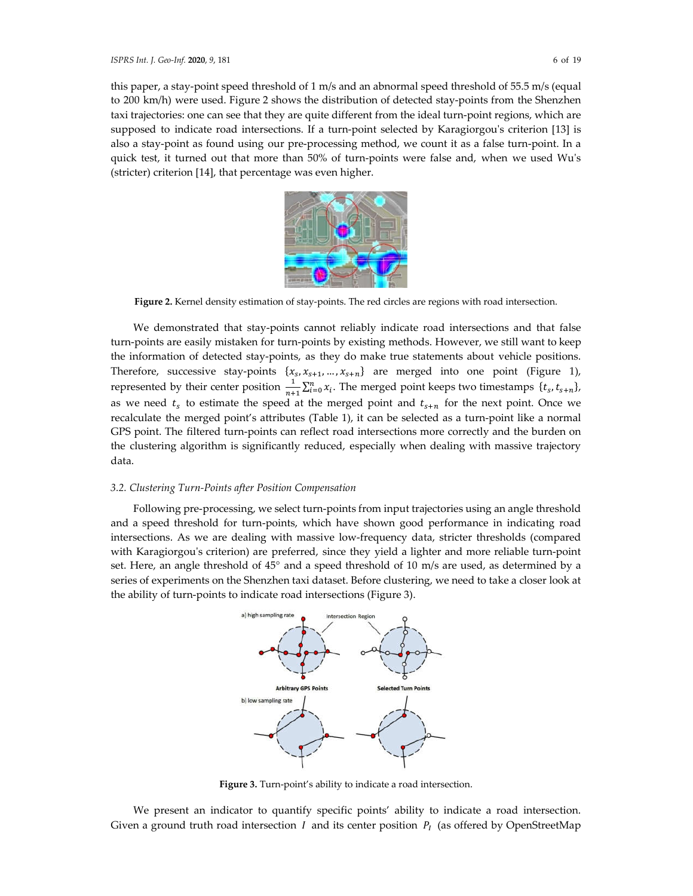this paper, a stay-point speed threshold of 1 m/s and an abnormal speed threshold of 55.5 m/s (equal to 200 km/h) were used. Figure 2 shows the distribution of detected stay-points from the Shenzhen taxi trajectories: one can see that they are quite different from the ideal turn-point regions, which are supposed to indicate road intersections. If a turn-point selected by Karagiorgou's criterion [13] is also a stay-point as found using our pre-processing method, we count it as a false turn-point. In a quick test, it turned out that more than 50% of turn-points were false and, when we used Wu's (stricter) criterion [14], that percentage was even higher.

**Figure 2.** Kernel density estimation of stay-points. The red circles are regions with road intersection.

We demonstrated that stay-points cannot reliably indicate road intersections and that false turn-points are easily mistaken for turn-points by existing methods. However, we still want to keep the information of detected stay-points, as they do make true statements about vehicle positions. Therefore, successive stay-points $\{x_s, x_{s+1}, \ldots, x_{s+n}\}$ are merged into one point (Figure 1), represented by their center position $\frac{1}{n+1}\sum_{i=0}^{n} x_i$. The merged point keeps two timestamps $\{t_s, t_{s+n}\}$, as we need $t_s$ to estimate the speed at the merged point and $t_{s+n}$ for the next point. Once we recalculate the merged point's attributes (Table 1), it can be selected as a turn-point like a normal GPS point. The filtered turn-points can reflect road intersections more correctly and the burden on the clustering algorithm is significantly reduced, especially when dealing with massive trajectory data.

### *3.2. Clustering Turn-Points after Position Compensation*

Following pre-processing, we select turn-points from input trajectories using an angle threshold and a speed threshold for turn-points, which have shown good performance in indicating road intersections. As we are dealing with massive low-frequency data, stricter thresholds (compared with Karagiorgou's criterion) are preferred, since they yield a lighter and more reliable turn-point set. Here, an angle threshold of 45° and a speed threshold of 10 m/s are used, as determined by a series of experiments on the Shenzhen taxi dataset. Before clustering, we need to take a closer look at the ability of turn-points to indicate road intersections (Figure 3).

**Figure 3.** Turn-point's ability to indicate a road intersection.

We present an indicator to quantify specific points' ability to indicate a road intersection. Given a ground truth road intersection $I$ and its center position $P_I$ (as offered by OpenStreetMap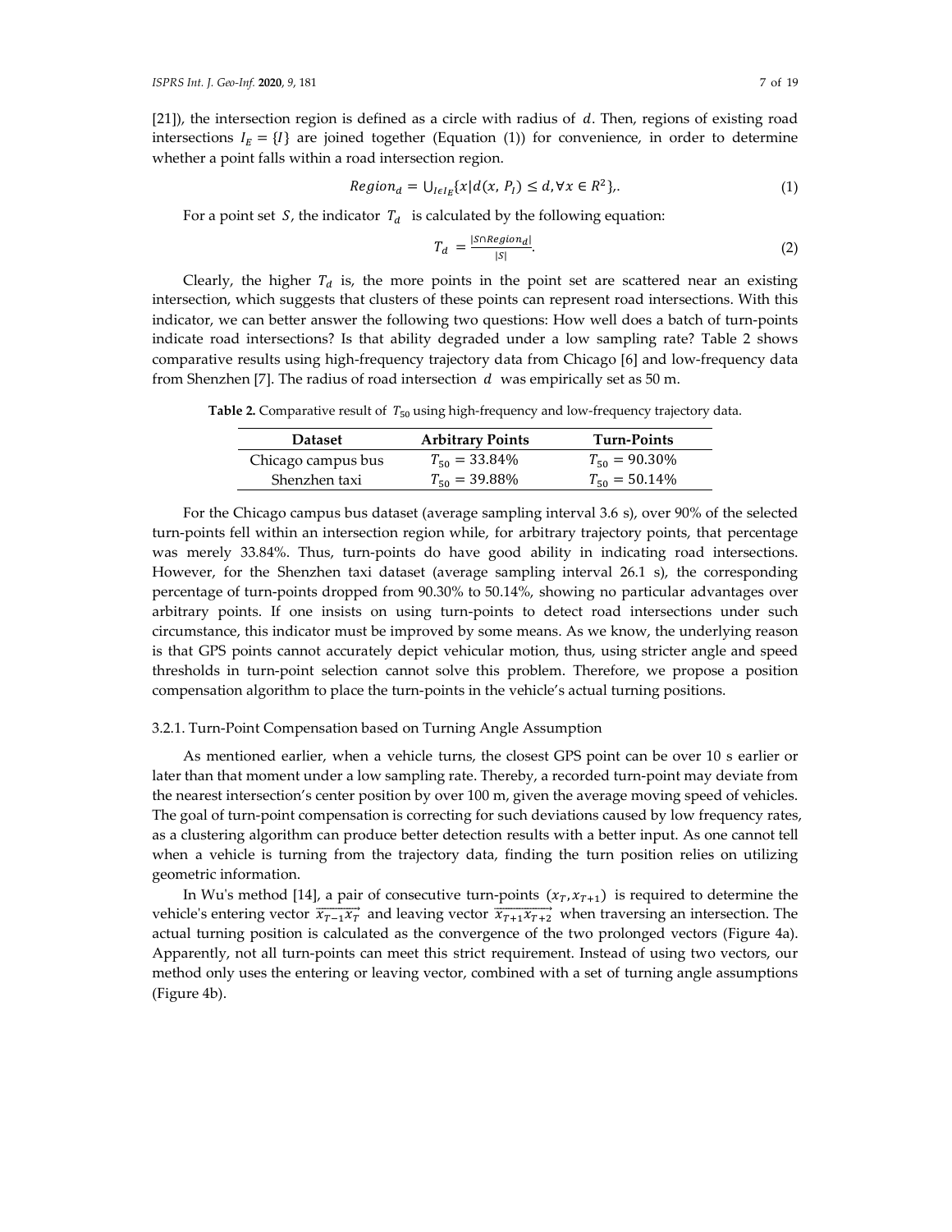[21]), the intersection region is defined as a circle with radius of $d$. Then, regions of existing road intersections $I_E = \{I\}$ are joined together (Equation (1)) for convenience, in order to determine whether a point falls within a road intersection region.

$$Region_d = \bigcup_{I \epsilon I_E} \{x | d(x, P_I) \leq d, \forall x \in R^2\},. \tag{1}$$

For a point set $S$, the indicator $T_d$ is calculated by the following equation:

$$T_d = \frac{|S \cap Region_d|}{|S|}. \tag{2}$$

Clearly, the higher $T_d$ is, the more points in the point set are scattered near an existing intersection, which suggests that clusters of these points can represent road intersections. With this indicator, we can better answer the following two questions: How well does a batch of turn-points indicate road intersections? Is that ability degraded under a low sampling rate? Table 2 shows comparative results using high-frequency trajectory data from Chicago [6] and low-frequency data from Shenzhen [7]. The radius of road intersection $d$ was empirically set as 50 m.

**Table 2.** Comparative result of $T_{50}$ using high-frequency and low-frequency trajectory data.

| Dataset | Arbitrary Points | Turn-Points |
|---|---|---|
| Chicago campus bus | $T_{50} = 33.84\%$ | $T_{50} = 90.30\%$ |
| Shenzhen taxi | $T_{50} = 39.88\%$ | $T_{50} = 50.14\%$ |

For the Chicago campus bus dataset (average sampling interval 3.6 s), over 90% of the selected turn-points fell within an intersection region while, for arbitrary trajectory points, that percentage was merely 33.84%. Thus, turn-points do have good ability in indicating road intersections. However, for the Shenzhen taxi dataset (average sampling interval 26.1 s), the corresponding percentage of turn-points dropped from 90.30% to 50.14%, showing no particular advantages over arbitrary points. If one insists on using turn-points to detect road intersections under such circumstance, this indicator must be improved by some means. As we know, the underlying reason is that GPS points cannot accurately depict vehicular motion, thus, using stricter angle and speed thresholds in turn-point selection cannot solve this problem. Therefore, we propose a position compensation algorithm to place the turn-points in the vehicle's actual turning positions.

#### 3.2.1. Turn-Point Compensation based on Turning Angle Assumption

As mentioned earlier, when a vehicle turns, the closest GPS point can be over 10 s earlier or later than that moment under a low sampling rate. Thereby, a recorded turn-point may deviate from the nearest intersection's center position by over 100 m, given the average moving speed of vehicles. The goal of turn-point compensation is correcting for such deviations caused by low frequency rates, as a clustering algorithm can produce better detection results with a better input. As one cannot tell when a vehicle is turning from the trajectory data, finding the turn position relies on utilizing geometric information.

In Wu's method [14], a pair of consecutive turn-points $(x_T, x_{T+1})$ is required to determine the vehicle's entering vector $\overrightarrow{x_{T-1}x_T}$ and leaving vector $\overrightarrow{x_{T+1}x_{T+2}}$ when traversing an intersection. The actual turning position is calculated as the convergence of the two prolonged vectors (Figure 4a). Apparently, not all turn-points can meet this strict requirement. Instead of using two vectors, our method only uses the entering or leaving vector, combined with a set of turning angle assumptions (Figure 4b).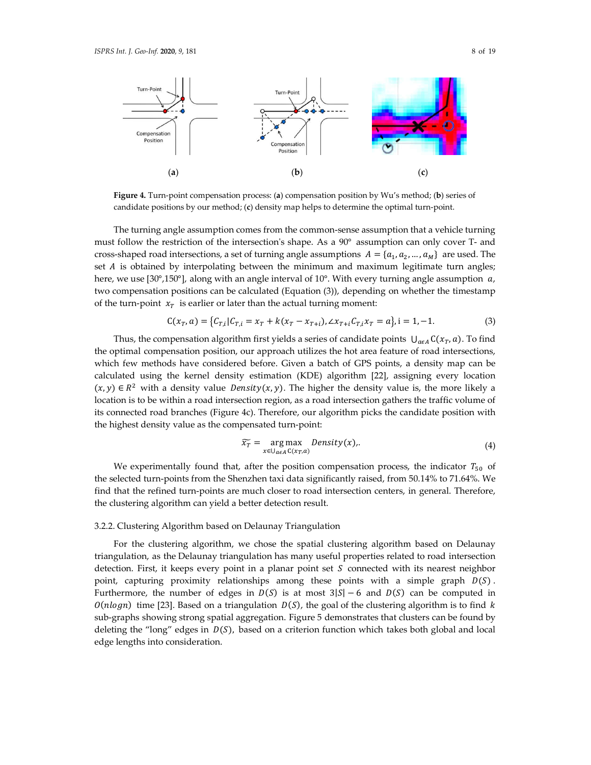**Figure 4.** Turn-point compensation process: (**a**) compensation position by Wu's method; (**b**) series of candidate positions by our method; (**c**) density map helps to determine the optimal turn-point.

The turning angle assumption comes from the common-sense assumption that a vehicle turning must follow the restriction of the intersection's shape. As a 90° assumption can only cover T- and cross-shaped road intersections, a set of turning angle assumptions $A = \{a_1, a_2, \ldots, a_M\}$ are used. The set $A$ is obtained by interpolating between the minimum and maximum legitimate turn angles; here, we use [30°,150°], along with an angle interval of 10°. With every turning angle assumption $a$, two compensation positions can be calculated (Equation (3)), depending on whether the timestamp of the turn-point $x_T$ is earlier or later than the actual turning moment:

$$\mathrm{C}(x_T, a) = \{C_{T,i} | C_{T,i} = x_T + k(x_T - x_{T+i}), \angle x_{T+i} C_{T,i} x_T = a\}, \mathrm{i} = 1, -1. \tag{3}$$

Thus, the compensation algorithm first yields a series of candidate points $\bigcup_{a\epsilon A} \mathrm{C}(x_T, a)$. To find the optimal compensation position, our approach utilizes the hot area feature of road intersections, which few methods have considered before. Given a batch of GPS points, a density map can be calculated using the kernel density estimation (KDE) algorithm [22], assigning every location $(x, y) \in R^2$ with a density value $Density(x, y)$. The higher the density value is, the more likely a location is to be within a road intersection region, as a road intersection gathers the traffic volume of its connected road branches (Figure 4c). Therefore, our algorithm picks the candidate position with the highest density value as the compensated turn-point:

$$\widetilde{x_T} = \underset{x \in \bigcup_{a\epsilon A} \mathrm{C}(x_T, a)}{\arg\max} \; Density(x),. \tag{4}$$

We experimentally found that, after the position compensation process, the indicator $T_{50}$ of the selected turn-points from the Shenzhen taxi data significantly raised, from 50.14% to 71.64%. We find that the refined turn-points are much closer to road intersection centers, in general. Therefore, the clustering algorithm can yield a better detection result.

### 3.2.2. Clustering Algorithm based on Delaunay Triangulation

For the clustering algorithm, we chose the spatial clustering algorithm based on Delaunay triangulation, as the Delaunay triangulation has many useful properties related to road intersection detection. First, it keeps every point in a planar point set $S$ connected with its nearest neighbor point, capturing proximity relationships among these points with a simple graph $D(S)$. Furthermore, the number of edges in $D(S)$ is at most $3|S| - 6$ and $D(S)$ can be computed in $O(nlogn)$ time [23]. Based on a triangulation $D(S)$, the goal of the clustering algorithm is to find $k$ sub-graphs showing strong spatial aggregation. Figure 5 demonstrates that clusters can be found by deleting the "long" edges in $D(S)$, based on a criterion function which takes both global and local edge lengths into consideration.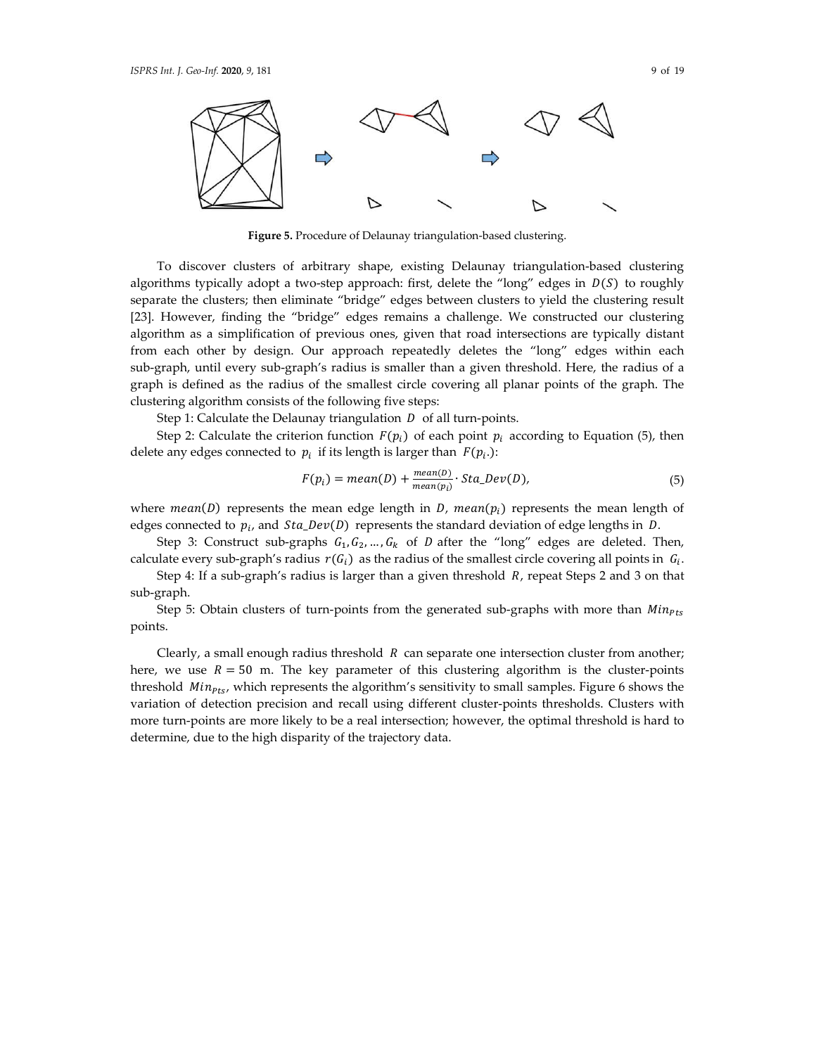**Figure 5.** Procedure of Delaunay triangulation-based clustering.

To discover clusters of arbitrary shape, existing Delaunay triangulation-based clustering algorithms typically adopt a two-step approach: first, delete the "long" edges in $D(S)$ to roughly separate the clusters; then eliminate "bridge" edges between clusters to yield the clustering result [23]. However, finding the "bridge" edges remains a challenge. We constructed our clustering algorithm as a simplification of previous ones, given that road intersections are typically distant from each other by design. Our approach repeatedly deletes the "long" edges within each sub-graph, until every sub-graph's radius is smaller than a given threshold. Here, the radius of a graph is defined as the radius of the smallest circle covering all planar points of the graph. The clustering algorithm consists of the following five steps:

Step 1: Calculate the Delaunay triangulation $D$ of all turn-points.

Step 2: Calculate the criterion function $F(p_i)$ of each point $p_i$ according to Equation (5), then delete any edges connected to $p_i$ if its length is larger than $F(p_i.)$:

$$F(p_i) = mean(D) + \frac{mean(D)}{mean(p_i)} \cdot Sta\_Dev(D), \tag{5}$$

where $mean(D)$ represents the mean edge length in $D$, $mean(p_i)$ represents the mean length of edges connected to $p_i$, and $Sta\_Dev(D)$ represents the standard deviation of edge lengths in $D$.

Step 3: Construct sub-graphs $G_1, G_2, \ldots, G_k$ of $D$ after the "long" edges are deleted. Then, calculate every sub-graph's radius $r(G_i)$ as the radius of the smallest circle covering all points in $G_i$.

Step 4: If a sub-graph's radius is larger than a given threshold $R$, repeat Steps 2 and 3 on that sub-graph.

Step 5: Obtain clusters of turn-points from the generated sub-graphs with more than $Min_{Pts}$ points.

Clearly, a small enough radius threshold $R$ can separate one intersection cluster from another; here, we use $R = 50$ m. The key parameter of this clustering algorithm is the cluster-points threshold $Min_{Pts}$, which represents the algorithm's sensitivity to small samples. Figure 6 shows the variation of detection precision and recall using different cluster-points thresholds. Clusters with more turn-points are more likely to be a real intersection; however, the optimal threshold is hard to determine, due to the high disparity of the trajectory data.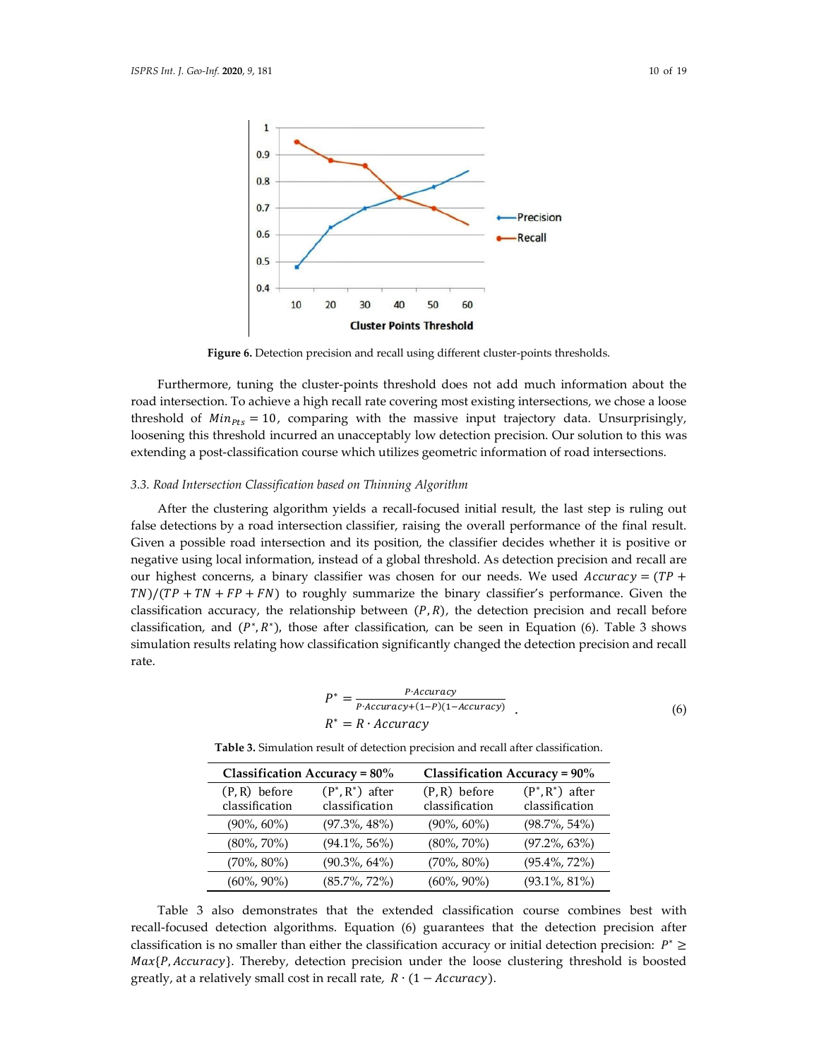**Figure 6.** Detection precision and recall using different cluster-points thresholds.

Furthermore, tuning the cluster-points threshold does not add much information about the road intersection. To achieve a high recall rate covering most existing intersections, we chose a loose threshold of $Min_{Pts} = 10$, comparing with the massive input trajectory data. Unsurprisingly, loosening this threshold incurred an unacceptably low detection precision. Our solution to this was extending a post-classification course which utilizes geometric information of road intersections.

### *3.3. Road Intersection Classification based on Thinning Algorithm*

After the clustering algorithm yields a recall-focused initial result, the last step is ruling out false detections by a road intersection classifier, raising the overall performance of the final result. Given a possible road intersection and its position, the classifier decides whether it is positive or negative using local information, instead of a global threshold. As detection precision and recall are our highest concerns, a binary classifier was chosen for our needs. We used $Accuracy = (TP + TN)/(TP + TN + FP + FN)$ to roughly summarize the binary classifier's performance. Given the classification accuracy, the relationship between $(P, R)$, the detection precision and recall before classification, and $(P^*, R^*)$, those after classification, can be seen in Equation (6). Table 3 shows simulation results relating how classification significantly changed the detection precision and recall rate.

$$P^* = \frac{P \cdot Accuracy}{P \cdot Accuracy + (1 - P)(1 - Accuracy)}$$
$$R^* = R \cdot Accuracy \tag{6}$$

**Table 3.** Simulation result of detection precision and recall after classification.

| Classification Accuracy = 80% | | Classification Accuracy = 90% | |
|---|---|---|---|
| (P, R) before classification | (P*, R*) after classification | (P, R) before classification | (P*, R*) after classification |
| (90%, 60%) | (97.3%, 48%) | (90%, 60%) | (98.7%, 54%) |
| (80%, 70%) | (94.1%, 56%) | (80%, 70%) | (97.2%, 63%) |
| (70%, 80%) | (90.3%, 64%) | (70%, 80%) | (95.4%, 72%) |
| (60%, 90%) | (85.7%, 72%) | (60%, 90%) | (93.1%, 81%) |

Table 3 also demonstrates that the extended classification course combines best with recall-focused detection algorithms. Equation (6) guarantees that the detection precision after classification is no smaller than either the classification accuracy or initial detection precision: $P^* \geq Max\{P, Accuracy\}$. Thereby, detection precision under the loose clustering threshold is boosted greatly, at a relatively small cost in recall rate, $R \cdot (1 - Accuracy)$.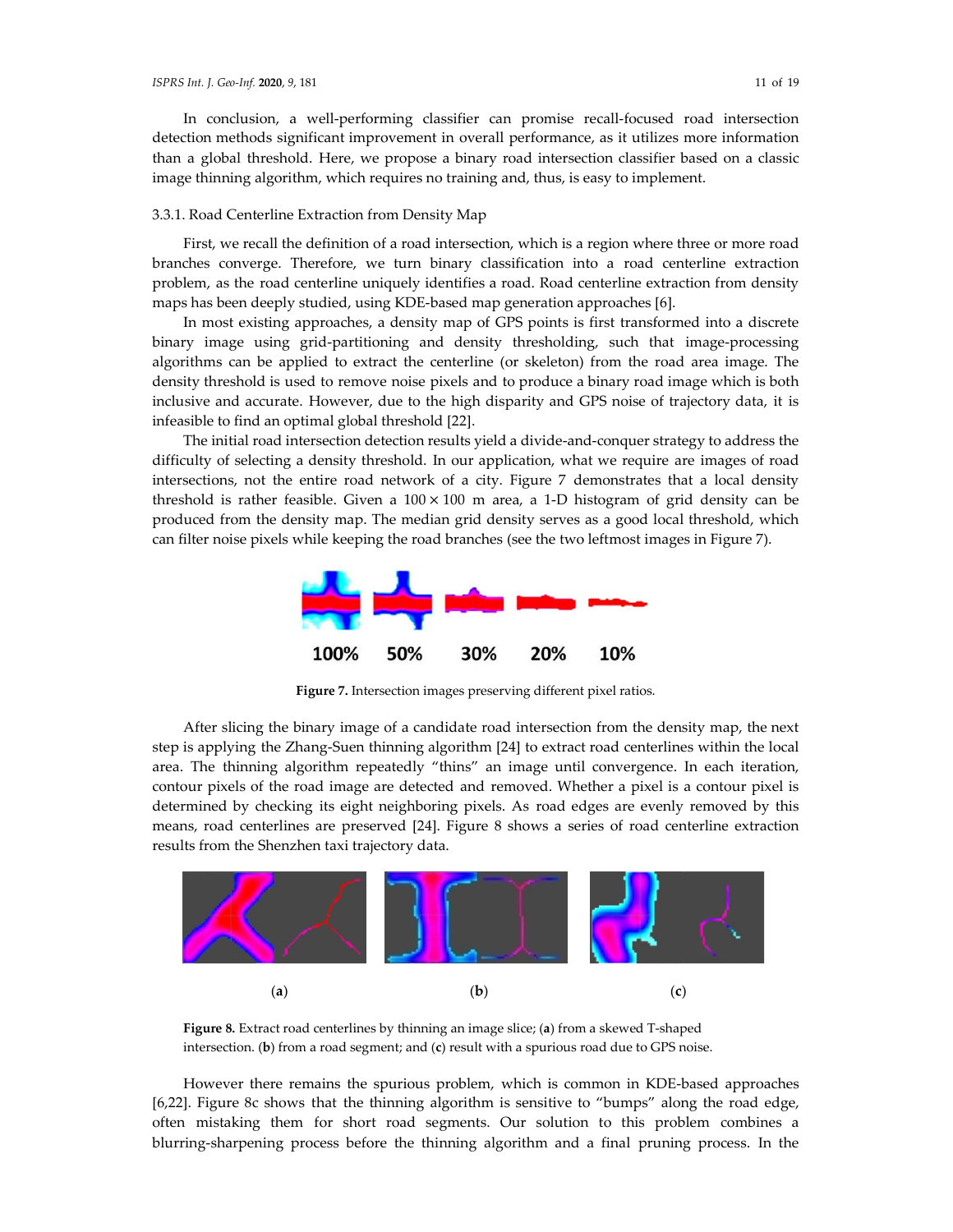In conclusion, a well-performing classifier can promise recall-focused road intersection detection methods significant improvement in overall performance, as it utilizes more information than a global threshold. Here, we propose a binary road intersection classifier based on a classic image thinning algorithm, which requires no training and, thus, is easy to implement.

#### 3.3.1. Road Centerline Extraction from Density Map

First, we recall the definition of a road intersection, which is a region where three or more road branches converge. Therefore, we turn binary classification into a road centerline extraction problem, as the road centerline uniquely identifies a road. Road centerline extraction from density maps has been deeply studied, using KDE-based map generation approaches [6].

In most existing approaches, a density map of GPS points is first transformed into a discrete binary image using grid-partitioning and density thresholding, such that image-processing algorithms can be applied to extract the centerline (or skeleton) from the road area image. The density threshold is used to remove noise pixels and to produce a binary road image which is both inclusive and accurate. However, due to the high disparity and GPS noise of trajectory data, it is infeasible to find an optimal global threshold [22].

The initial road intersection detection results yield a divide-and-conquer strategy to address the difficulty of selecting a density threshold. In our application, what we require are images of road intersections, not the entire road network of a city. Figure 7 demonstrates that a local density threshold is rather feasible. Given a $100 \times 100$ m area, a 1-D histogram of grid density can be produced from the density map. The median grid density serves as a good local threshold, which can filter noise pixels while keeping the road branches (see the two leftmost images in Figure 7).

**Figure 7.** Intersection images preserving different pixel ratios.

After slicing the binary image of a candidate road intersection from the density map, the next step is applying the Zhang-Suen thinning algorithm [24] to extract road centerlines within the local area. The thinning algorithm repeatedly "thins" an image until convergence. In each iteration, contour pixels of the road image are detected and removed. Whether a pixel is a contour pixel is determined by checking its eight neighboring pixels. As road edges are evenly removed by this means, road centerlines are preserved [24]. Figure 8 shows a series of road centerline extraction results from the Shenzhen taxi trajectory data.

**Figure 8.** Extract road centerlines by thinning an image slice; (**a**) from a skewed T-shaped intersection. (**b**) from a road segment; and (**c**) result with a spurious road due to GPS noise.

However there remains the spurious problem, which is common in KDE-based approaches [6,22]. Figure 8c shows that the thinning algorithm is sensitive to "bumps" along the road edge, often mistaking them for short road segments. Our solution to this problem combines a blurring-sharpening process before the thinning algorithm and a final pruning process. In the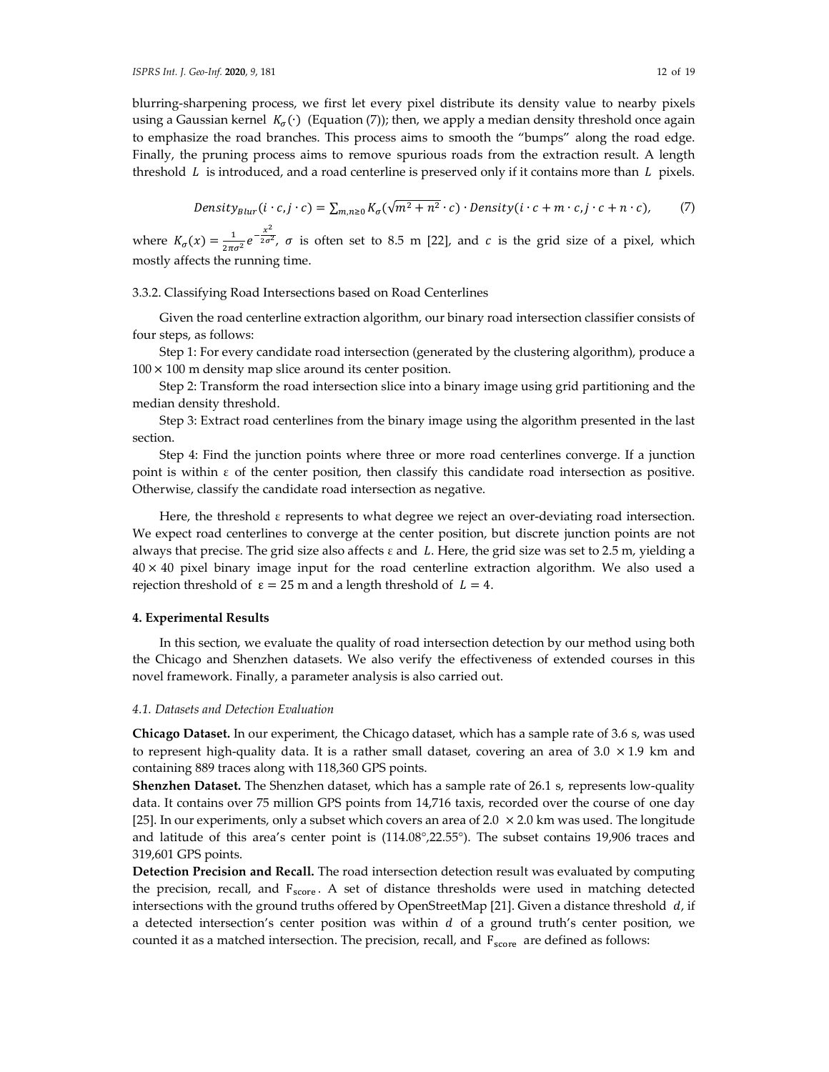blurring-sharpening process, we first let every pixel distribute its density value to nearby pixels using a Gaussian kernel $K_\sigma(\cdot)$ (Equation (7)); then, we apply a median density threshold once again to emphasize the road branches. This process aims to smooth the "bumps" along the road edge. Finally, the pruning process aims to remove spurious roads from the extraction result. A length threshold $L$ is introduced, and a road centerline is preserved only if it contains more than $L$ pixels.

$$Density_{Blur}(i \cdot c, j \cdot c) = \sum_{m,n \geq 0} K_\sigma(\sqrt{m^2 + n^2} \cdot c) \cdot Density(i \cdot c + m \cdot c, j \cdot c + n \cdot c), \tag{7}$$

where $K_\sigma(x) = \frac{1}{2\pi\sigma^2} e^{-\frac{x^2}{2\sigma^2}}$, $\sigma$ is often set to 8.5 m [22], and $c$ is the grid size of a pixel, which mostly affects the running time.

#### 3.3.2. Classifying Road Intersections based on Road Centerlines

Given the road centerline extraction algorithm, our binary road intersection classifier consists of four steps, as follows:

Step 1: For every candidate road intersection (generated by the clustering algorithm), produce a $100 \times 100$ m density map slice around its center position.

Step 2: Transform the road intersection slice into a binary image using grid partitioning and the median density threshold.

Step 3: Extract road centerlines from the binary image using the algorithm presented in the last section.

Step 4: Find the junction points where three or more road centerlines converge. If a junction point is within $\varepsilon$ of the center position, then classify this candidate road intersection as positive. Otherwise, classify the candidate road intersection as negative.

Here, the threshold $\varepsilon$ represents to what degree we reject an over-deviating road intersection. We expect road centerlines to converge at the center position, but discrete junction points are not always that precise. The grid size also affects $\varepsilon$ and $L$. Here, the grid size was set to 2.5 m, yielding a $40 \times 40$ pixel binary image input for the road centerline extraction algorithm. We also used a rejection threshold of $\varepsilon = 25$ m and a length threshold of $L = 4$.

## 4. Experimental Results

In this section, we evaluate the quality of road intersection detection by our method using both the Chicago and Shenzhen datasets. We also verify the effectiveness of extended courses in this novel framework. Finally, a parameter analysis is also carried out.

### 4.1. Datasets and Detection Evaluation

**Chicago Dataset.** In our experiment, the Chicago dataset, which has a sample rate of 3.6 s, was used to represent high-quality data. It is a rather small dataset, covering an area of $3.0 \times 1.9$ km and containing 889 traces along with 118,360 GPS points.

**Shenzhen Dataset.** The Shenzhen dataset, which has a sample rate of 26.1 s, represents low-quality data. It contains over 75 million GPS points from 14,716 taxis, recorded over the course of one day [25]. In our experiments, only a subset which covers an area of $2.0 \times 2.0$ km was used. The longitude and latitude of this area's center point is (114.08°,22.55°). The subset contains 19,906 traces and 319,601 GPS points.

**Detection Precision and Recall.** The road intersection detection result was evaluated by computing the precision, recall, and $F_{score}$. A set of distance thresholds were used in matching detected intersections with the ground truths offered by OpenStreetMap [21]. Given a distance threshold $d$, if a detected intersection's center position was within $d$ of a ground truth's center position, we counted it as a matched intersection. The precision, recall, and $F_{score}$ are defined as follows: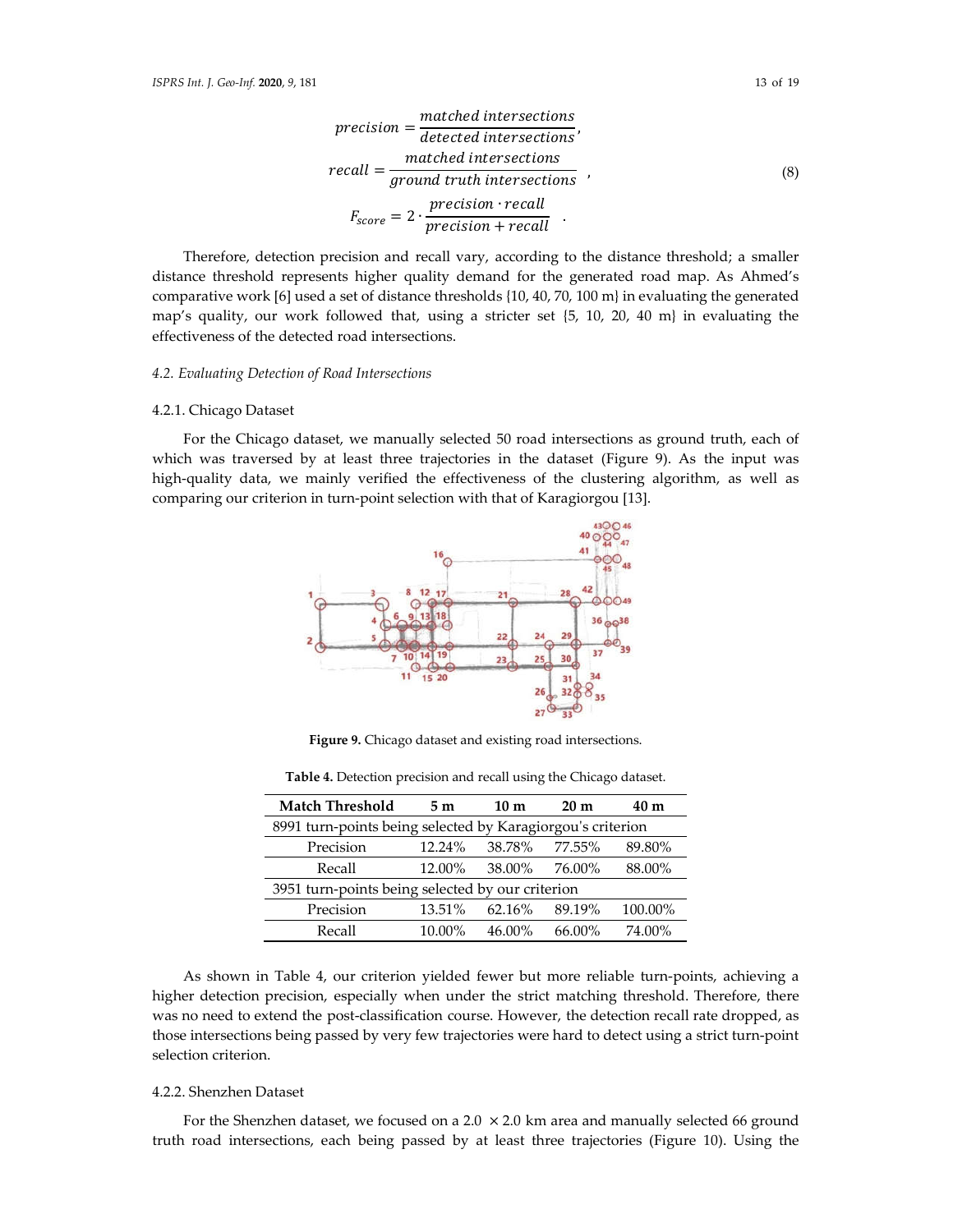$$precision = \frac{matched\ intersections}{detected\ intersections},$$
$$recall = \frac{matched\ intersections}{ground\ truth\ intersections}, \tag{8}$$
$$F_{score} = 2 \cdot \frac{precision \cdot recall}{precision + recall}.$$

Therefore, detection precision and recall vary, according to the distance threshold; a smaller distance threshold represents higher quality demand for the generated road map. As Ahmed's comparative work [6] used a set of distance thresholds {10, 40, 70, 100 m} in evaluating the generated map's quality, our work followed that, using a stricter set {5, 10, 20, 40 m} in evaluating the effectiveness of the detected road intersections.

### 4.2. Evaluating Detection of Road Intersections

#### 4.2.1. Chicago Dataset

For the Chicago dataset, we manually selected 50 road intersections as ground truth, each of which was traversed by at least three trajectories in the dataset (Figure 9). As the input was high-quality data, we mainly verified the effectiveness of the clustering algorithm, as well as comparing our criterion in turn-point selection with that of Karagiorgou [13].

**Figure 9.** Chicago dataset and existing road intersections.

**Table 4.** Detection precision and recall using the Chicago dataset.

| Match Threshold | 5 m | 10 m | 20 m | 40 m |
|---|---|---|---|---|
| 8991 turn-points being selected by Karagiorgou's criterion | | | | |
| Precision | 12.24% | 38.78% | 77.55% | 89.80% |
| Recall | 12.00% | 38.00% | 76.00% | 88.00% |
| 3951 turn-points being selected by our criterion | | | | |
| Precision | 13.51% | 62.16% | 89.19% | 100.00% |
| Recall | 10.00% | 46.00% | 66.00% | 74.00% |

As shown in Table 4, our criterion yielded fewer but more reliable turn-points, achieving a higher detection precision, especially when under the strict matching threshold. Therefore, there was no need to extend the post-classification course. However, the detection recall rate dropped, as those intersections being passed by very few trajectories were hard to detect using a strict turn-point selection criterion.

#### 4.2.2. Shenzhen Dataset

For the Shenzhen dataset, we focused on a 2.0 $\times$ 2.0 km area and manually selected 66 ground truth road intersections, each being passed by at least three trajectories (Figure 10). Using the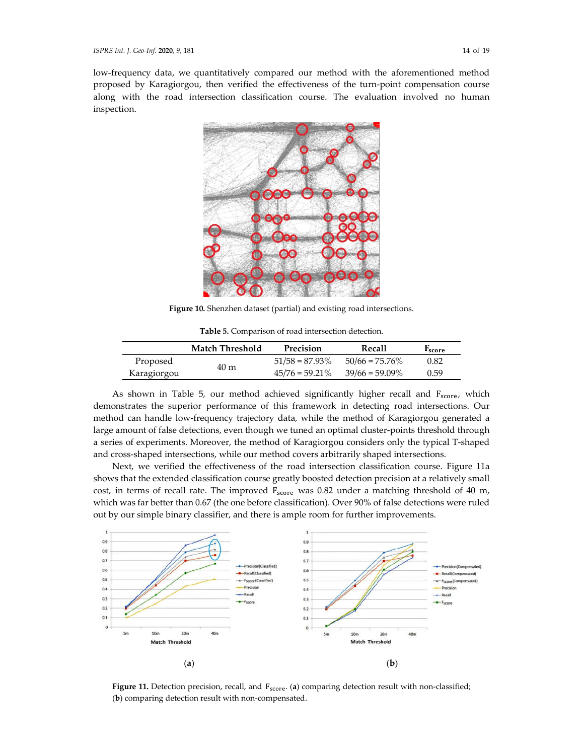low-frequency data, we quantitatively compared our method with the aforementioned method proposed by Karagiorgou, then verified the effectiveness of the turn-point compensation course along with the road intersection classification course. The evaluation involved no human inspection.

**Figure 10.** Shenzhen dataset (partial) and existing road intersections.

**Table 5.** Comparison of road intersection detection.

| | Match Threshold | Precision | Recall | $F_{score}$ |
|---|---|---|---|---|
| Proposed | 40 m | 51/58 = 87.93% | 50/66 = 75.76% | 0.82 |
| Karagiorgou | | 45/76 = 59.21% | 39/66 = 59.09% | 0.59 |

As shown in Table 5, our method achieved significantly higher recall and $F_{score}$, which demonstrates the superior performance of this framework in detecting road intersections. Our method can handle low-frequency trajectory data, while the method of Karagiorgou generated a large amount of false detections, even though we tuned an optimal cluster-points threshold through a series of experiments. Moreover, the method of Karagiorgou considers only the typical T-shaped and cross-shaped intersections, while our method covers arbitrarily shaped intersections.

Next, we verified the effectiveness of the road intersection classification course. Figure 11a shows that the extended classification course greatly boosted detection precision at a relatively small cost, in terms of recall rate. The improved $F_{score}$ was 0.82 under a matching threshold of 40 m, which was far better than 0.67 (the one before classification). Over 90% of false detections were ruled out by our simple binary classifier, and there is ample room for further improvements.

(**a**) (**b**)

**Figure 11.** Detection precision, recall, and $F_{score}$. (**a**) comparing detection result with non-classified; (**b**) comparing detection result with non-compensated.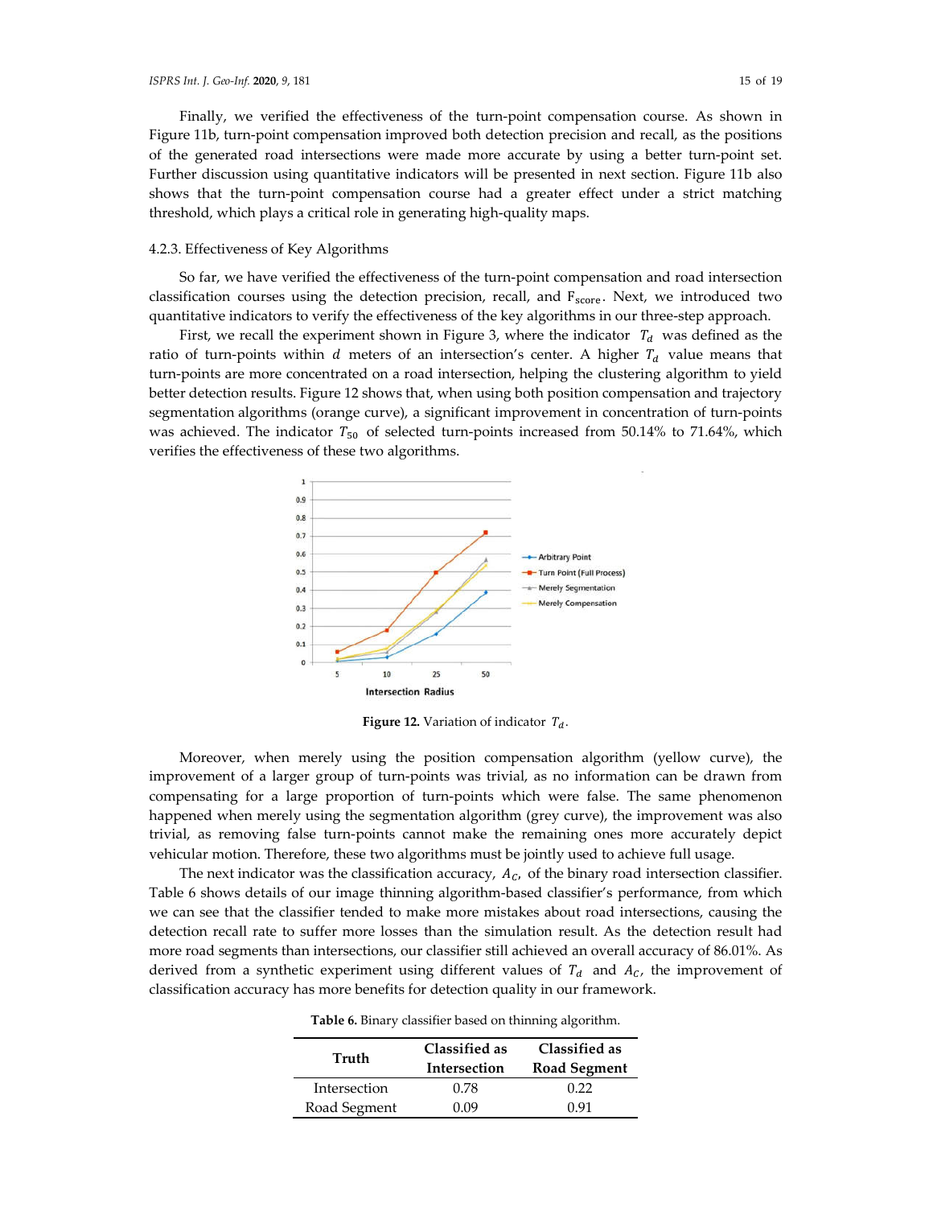Finally, we verified the effectiveness of the turn-point compensation course. As shown in Figure 11b, turn-point compensation improved both detection precision and recall, as the positions of the generated road intersections were made more accurate by using a better turn-point set. Further discussion using quantitative indicators will be presented in next section. Figure 11b also shows that the turn-point compensation course had a greater effect under a strict matching threshold, which plays a critical role in generating high-quality maps.

### 4.2.3. Effectiveness of Key Algorithms

So far, we have verified the effectiveness of the turn-point compensation and road intersection classification courses using the detection precision, recall, and $F_{score}$. Next, we introduced two quantitative indicators to verify the effectiveness of the key algorithms in our three-step approach.

First, we recall the experiment shown in Figure 3, where the indicator $T_d$ was defined as the ratio of turn-points within $d$ meters of an intersection's center. A higher $T_d$ value means that turn-points are more concentrated on a road intersection, helping the clustering algorithm to yield better detection results. Figure 12 shows that, when using both position compensation and trajectory segmentation algorithms (orange curve), a significant improvement in concentration of turn-points was achieved. The indicator $T_{50}$ of selected turn-points increased from 50.14% to 71.64%, which verifies the effectiveness of these two algorithms.

**Figure 12.** Variation of indicator $T_d$.

Moreover, when merely using the position compensation algorithm (yellow curve), the improvement of a larger group of turn-points was trivial, as no information can be drawn from compensating for a large proportion of turn-points which were false. The same phenomenon happened when merely using the segmentation algorithm (grey curve), the improvement was also trivial, as removing false turn-points cannot make the remaining ones more accurately depict vehicular motion. Therefore, these two algorithms must be jointly used to achieve full usage.

The next indicator was the classification accuracy, $A_C$, of the binary road intersection classifier. Table 6 shows details of our image thinning algorithm-based classifier's performance, from which we can see that the classifier tended to make more mistakes about road intersections, causing the detection recall rate to suffer more losses than the simulation result. As the detection result had more road segments than intersections, our classifier still achieved an overall accuracy of 86.01%. As derived from a synthetic experiment using different values of $T_d$ and $A_C$, the improvement of classification accuracy has more benefits for detection quality in our framework.

**Table 6.** Binary classifier based on thinning algorithm.

| Truth | Classified as Intersection | Classified as Road Segment |
|---|---|---|
| Intersection | 0.78 | 0.22 |
| Road Segment | 0.09 | 0.91 |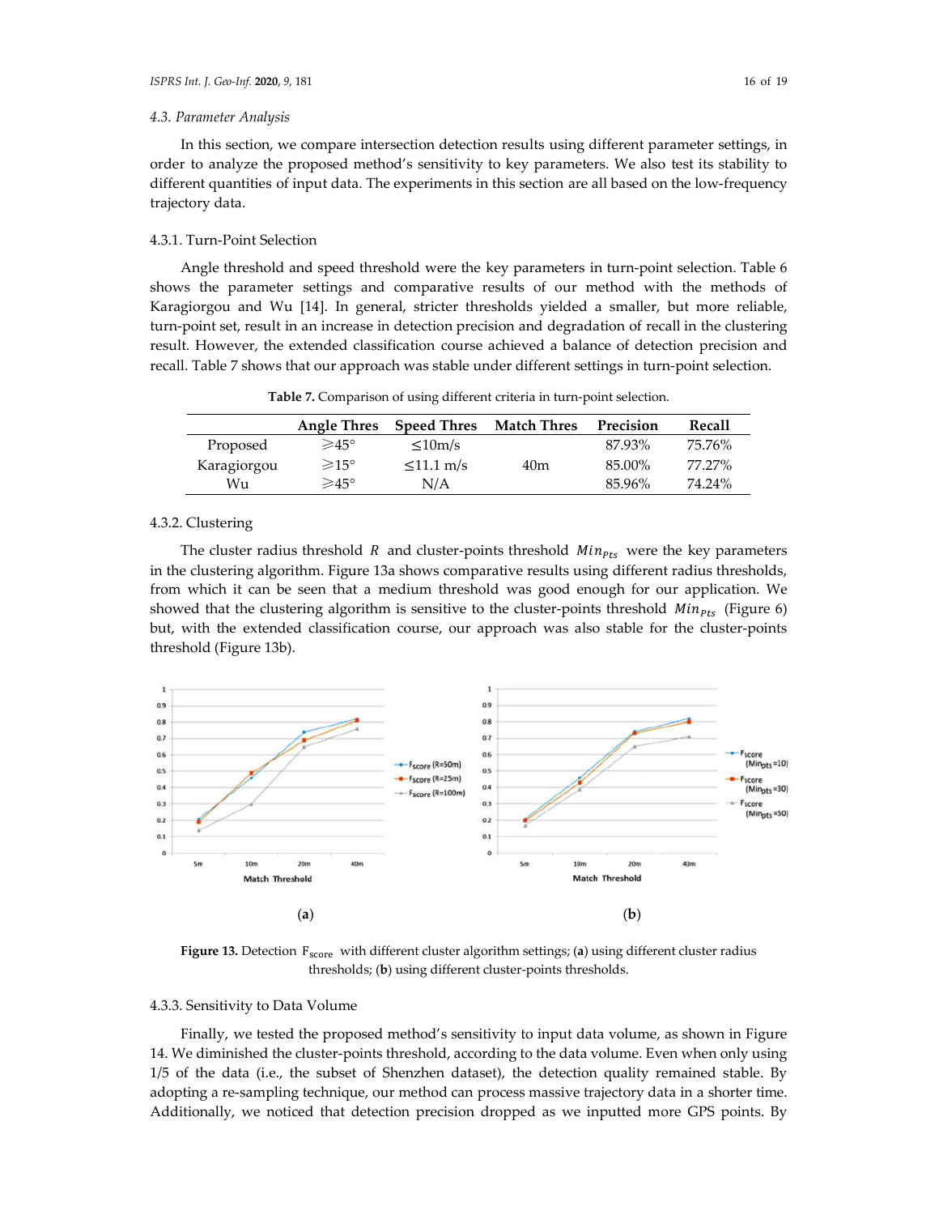### 4.3. Parameter Analysis

In this section, we compare intersection detection results using different parameter settings, in order to analyze the proposed method's sensitivity to key parameters. We also test its stability to different quantities of input data. The experiments in this section are all based on the low-frequency trajectory data.

#### 4.3.1. Turn-Point Selection

Angle threshold and speed threshold were the key parameters in turn-point selection. Table 6 shows the parameter settings and comparative results of our method with the methods of Karagiorgou and Wu [14]. In general, stricter thresholds yielded a smaller, but more reliable, turn-point set, result in an increase in detection precision and degradation of recall in the clustering result. However, the extended classification course achieved a balance of detection precision and recall. Table 7 shows that our approach was stable under different settings in turn-point selection.

**Table 7.** Comparison of using different criteria in turn-point selection.

| | Angle Thres | Speed Thres | Match Thres | Precision | Recall |
|---|---|---|---|---|---|
| Proposed | ⩾45° | ≤10m/s | | 87.93% | 75.76% |
| Karagiorgou | ⩾15° | ≤11.1 m/s | 40m | 85.00% | 77.27% |
| Wu | ⩾45° | N/A | | 85.96% | 74.24% |

#### 4.3.2. Clustering

The cluster radius threshold $R$ and cluster-points threshold $Min_{Pts}$ were the key parameters in the clustering algorithm. Figure 13a shows comparative results using different radius thresholds, from which it can be seen that a medium threshold was good enough for our application. We showed that the clustering algorithm is sensitive to the cluster-points threshold $Min_{Pts}$ (Figure 6) but, with the extended classification course, our approach was also stable for the cluster-points threshold (Figure 13b).

(a) (b)

**Figure 13.** Detection $F_{score}$ with different cluster algorithm settings; (**a**) using different cluster radius thresholds; (**b**) using different cluster-points thresholds.

#### 4.3.3. Sensitivity to Data Volume

Finally, we tested the proposed method's sensitivity to input data volume, as shown in Figure 14. We diminished the cluster-points threshold, according to the data volume. Even when only using 1/5 of the data (i.e., the subset of Shenzhen dataset), the detection quality remained stable. By adopting a re-sampling technique, our method can process massive trajectory data in a shorter time. Additionally, we noticed that detection precision dropped as we inputted more GPS points. By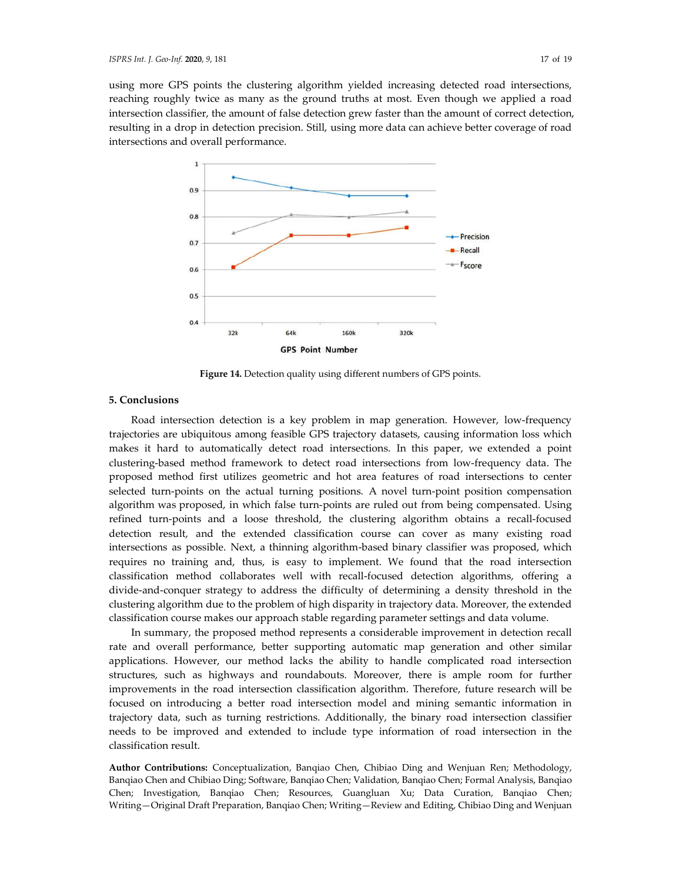using more GPS points the clustering algorithm yielded increasing detected road intersections, reaching roughly twice as many as the ground truths at most. Even though we applied a road intersection classifier, the amount of false detection grew faster than the amount of correct detection, resulting in a drop in detection precision. Still, using more data can achieve better coverage of road intersections and overall performance.

**Figure 14.** Detection quality using different numbers of GPS points.

## 5. Conclusions

Road intersection detection is a key problem in map generation. However, low-frequency trajectories are ubiquitous among feasible GPS trajectory datasets, causing information loss which makes it hard to automatically detect road intersections. In this paper, we extended a point clustering-based method framework to detect road intersections from low-frequency data. The proposed method first utilizes geometric and hot area features of road intersections to center selected turn-points on the actual turning positions. A novel turn-point position compensation algorithm was proposed, in which false turn-points are ruled out from being compensated. Using refined turn-points and a loose threshold, the clustering algorithm obtains a recall-focused detection result, and the extended classification course can cover as many existing road intersections as possible. Next, a thinning algorithm-based binary classifier was proposed, which requires no training and, thus, is easy to implement. We found that the road intersection classification method collaborates well with recall-focused detection algorithms, offering a divide-and-conquer strategy to address the difficulty of determining a density threshold in the clustering algorithm due to the problem of high disparity in trajectory data. Moreover, the extended classification course makes our approach stable regarding parameter settings and data volume.

In summary, the proposed method represents a considerable improvement in detection recall rate and overall performance, better supporting automatic map generation and other similar applications. However, our method lacks the ability to handle complicated road intersection structures, such as highways and roundabouts. Moreover, there is ample room for further improvements in the road intersection classification algorithm. Therefore, future research will be focused on introducing a better road intersection model and mining semantic information in trajectory data, such as turning restrictions. Additionally, the binary road intersection classifier needs to be improved and extended to include type information of road intersection in the classification result.

**Author Contributions:** Conceptualization, Banqiao Chen, Chibiao Ding and Wenjuan Ren; Methodology, Banqiao Chen and Chibiao Ding; Software, Banqiao Chen; Validation, Banqiao Chen; Formal Analysis, Banqiao Chen; Investigation, Banqiao Chen; Resources, Guangluan Xu; Data Curation, Banqiao Chen; Writing—Original Draft Preparation, Banqiao Chen; Writing—Review and Editing, Chibiao Ding and Wenjuan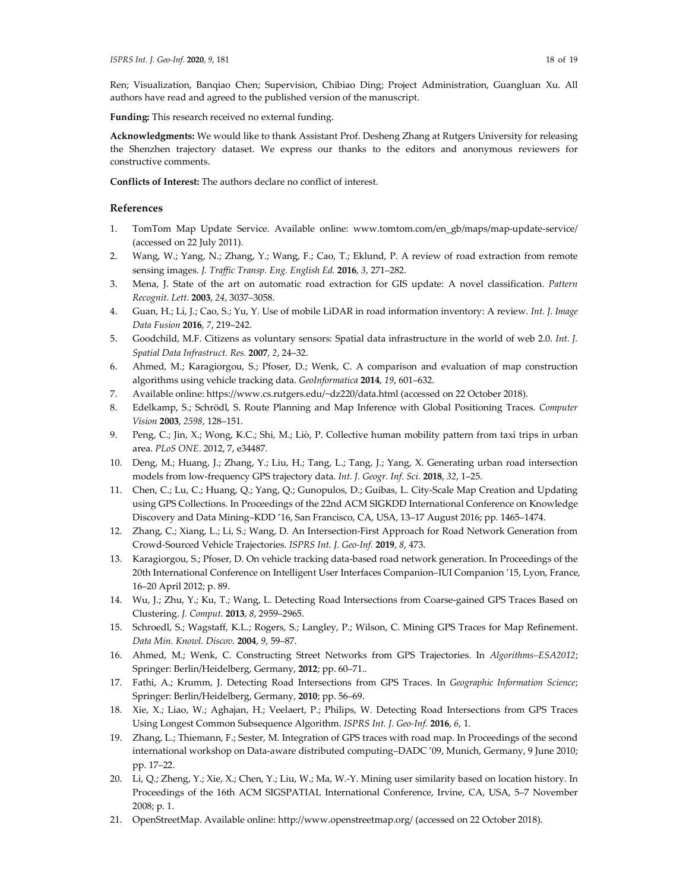Ren; Visualization, Banqiao Chen; Supervision, Chibiao Ding; Project Administration, Guangluan Xu. All authors have read and agreed to the published version of the manuscript.

**Funding:** This research received no external funding.

**Acknowledgments:** We would like to thank Assistant Prof. Desheng Zhang at Rutgers University for releasing the Shenzhen trajectory dataset. We express our thanks to the editors and anonymous reviewers for constructive comments.

**Conflicts of Interest:** The authors declare no conflict of interest.

## References

1. TomTom Map Update Service. Available online: www.tomtom.com/en_gb/maps/map-update-service/ (accessed on 22 July 2011).
2. Wang, W.; Yang, N.; Zhang, Y.; Wang, F.; Cao, T.; Eklund, P. A review of road extraction from remote sensing images. *J. Traffic Transp. Eng. English Ed.* **2016**, *3*, 271–282.
3. Mena, J. State of the art on automatic road extraction for GIS update: A novel classification. *Pattern Recognit. Lett.* **2003**, *24*, 3037–3058.
4. Guan, H.; Li, J.; Cao, S.; Yu, Y. Use of mobile LiDAR in road information inventory: A review. *Int. J. Image Data Fusion* **2016**, *7*, 219–242.
5. Goodchild, M.F. Citizens as voluntary sensors: Spatial data infrastructure in the world of web 2.0. *Int. J. Spatial Data Infrastruct. Res.* **2007**, *2*, 24–32.
6. Ahmed, M.; Karagiorgou, S.; Pfoser, D.; Wenk, C. A comparison and evaluation of map construction algorithms using vehicle tracking data. *GeoInformatica* **2014**, *19*, 601–632.
7. Available online: https://www.cs.rutgers.edu/~dz220/data.html (accessed on 22 October 2018).
8. Edelkamp, S.; Schrödl, S. Route Planning and Map Inference with Global Positioning Traces. *Computer Vision* **2003**, *2598*, 128–151.
9. Peng, C.; Jin, X.; Wong, K.C.; Shi, M.; Liò, P. Collective human mobility pattern from taxi trips in urban area. *PLoS ONE*. 2012, 7, e34487.
10. Deng, M.; Huang, J.; Zhang, Y.; Liu, H.; Tang, L.; Tang, J.; Yang, X. Generating urban road intersection models from low-frequency GPS trajectory data. *Int. J. Geogr. Inf. Sci.* **2018**, *32*, 1–25.
11. Chen, C.; Lu, C.; Huang, Q.; Yang, Q.; Gunopulos, D.; Guibas, L. City-Scale Map Creation and Updating using GPS Collections. In Proceedings of the 22nd ACM SIGKDD International Conference on Knowledge Discovery and Data Mining–KDD '16, San Francisco, CA, USA, 13–17 August 2016; pp. 1465–1474.
12. Zhang, C.; Xiang, L.; Li, S.; Wang, D. An Intersection-First Approach for Road Network Generation from Crowd-Sourced Vehicle Trajectories. *ISPRS Int. J. Geo-Inf.* **2019**, *8*, 473.
13. Karagiorgou, S.; Pfoser, D. On vehicle tracking data-based road network generation. In Proceedings of the 20th International Conference on Intelligent User Interfaces Companion–IUI Companion '15, Lyon, France, 16–20 April 2012; p. 89.
14. Wu, J.; Zhu, Y.; Ku, T.; Wang, L. Detecting Road Intersections from Coarse-gained GPS Traces Based on Clustering. *J. Comput.* **2013**, *8*, 2959–2965.
15. Schroedl, S.; Wagstaff, K.L.; Rogers, S.; Langley, P.; Wilson, C. Mining GPS Traces for Map Refinement. *Data Min. Knowl. Discov.* **2004**, *9*, 59–87.
16. Ahmed, M.; Wenk, C. Constructing Street Networks from GPS Trajectories. In *Algorithms–ESA2012*; Springer: Berlin/Heidelberg, Germany, **2012**; pp. 60–71..
17. Fathi, A.; Krumm, J. Detecting Road Intersections from GPS Traces. In *Geographic Information Science*; Springer: Berlin/Heidelberg, Germany, **2010**; pp. 56–69.
18. Xie, X.; Liao, W.; Aghajan, H.; Veelaert, P.; Philips, W. Detecting Road Intersections from GPS Traces Using Longest Common Subsequence Algorithm. *ISPRS Int. J. Geo-Inf.* **2016**, *6*, 1.
19. Zhang, L.; Thiemann, F.; Sester, M. Integration of GPS traces with road map. In Proceedings of the second international workshop on Data-aware distributed computing–DADC '09, Munich, Germany, 9 June 2010; pp. 17–22.
20. Li, Q.; Zheng, Y.; Xie, X.; Chen, Y.; Liu, W.; Ma, W.-Y. Mining user similarity based on location history. In Proceedings of the 16th ACM SIGSPATIAL International Conference, Irvine, CA, USA, 5–7 November 2008; p. 1.
21. OpenStreetMap. Available online: http://www.openstreetmap.org/ (accessed on 22 October 2018).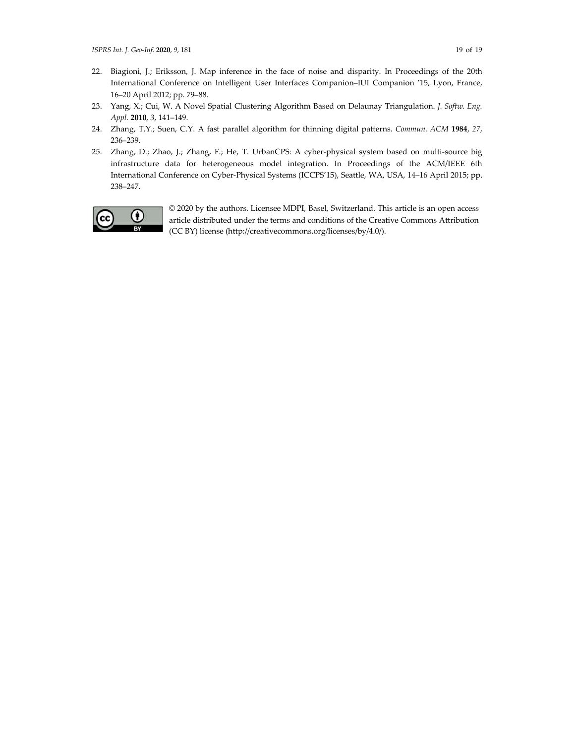22. Biagioni, J.; Eriksson, J. Map inference in the face of noise and disparity. In Proceedings of the 20th International Conference on Intelligent User Interfaces Companion–IUI Companion '15, Lyon, France, 16–20 April 2012; pp. 79–88.
23. Yang, X.; Cui, W. A Novel Spatial Clustering Algorithm Based on Delaunay Triangulation. *J. Softw. Eng. Appl.* **2010**, *3*, 141–149.
24. Zhang, T.Y.; Suen, C.Y. A fast parallel algorithm for thinning digital patterns. *Commun. ACM* **1984**, *27*, 236–239.
25. Zhang, D.; Zhao, J.; Zhang, F.; He, T. UrbanCPS: A cyber-physical system based on multi-source big infrastructure data for heterogeneous model integration. In Proceedings of the ACM/IEEE 6th International Conference on Cyber-Physical Systems (ICCPS'15), Seattle, WA, USA, 14–16 April 2015; pp. 238–247.

© 2020 by the authors. Licensee MDPI, Basel, Switzerland. This article is an open access article distributed under the terms and conditions of the Creative Commons Attribution (CC BY) license (http://creativecommons.org/licenses/by/4.0/).